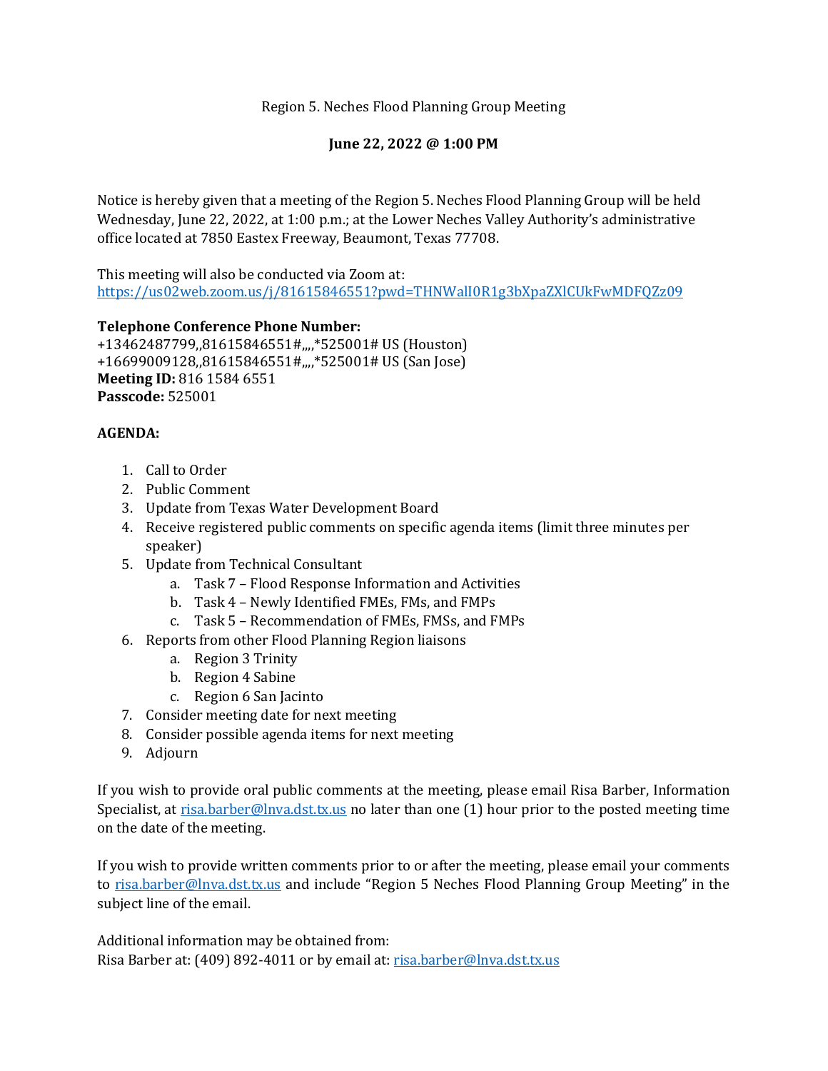Region 5. Neches Flood Planning Group Meeting

**June 22, 2022 @ 1:00 PM**

Notice is hereby given that a meeting of the Region 5. Neches Flood Planning Group will be held Wednesday, June 22, 2022, at 1:00 p.m.; at the Lower Neches Valley Authority's administrative office located at 7850 Eastex Freeway, Beaumont, Texas 77708.

This meeting will also be conducted via Zoom at:
https://us02web.zoom.us/j/81615846551?pwd=THNWalI0R1g3bXpaZXlCUkFwMDFQZz09

**Telephone Conference Phone Number:**
+13462487799,,81615846551#,,,,*525001# US (Houston)
+16699009128,,81615846551#,,,,*525001# US (San Jose)
**Meeting ID:** 816 1584 6551
**Passcode:** 525001

**AGENDA:**

1. Call to Order
2. Public Comment
3. Update from Texas Water Development Board
4. Receive registered public comments on specific agenda items (limit three minutes per speaker)
5. Update from Technical Consultant
    a. Task 7 – Flood Response Information and Activities
    b. Task 4 – Newly Identified FMEs, FMs, and FMPs
    c. Task 5 – Recommendation of FMEs, FMSs, and FMPs
6. Reports from other Flood Planning Region liaisons
    a. Region 3 Trinity
    b. Region 4 Sabine
    c. Region 6 San Jacinto
7. Consider meeting date for next meeting
8. Consider possible agenda items for next meeting
9. Adjourn

If you wish to provide oral public comments at the meeting, please email Risa Barber, Information Specialist, at risa.barber@lnva.dst.tx.us no later than one (1) hour prior to the posted meeting time on the date of the meeting.

If you wish to provide written comments prior to or after the meeting, please email your comments to risa.barber@lnva.dst.tx.us and include "Region 5 Neches Flood Planning Group Meeting" in the subject line of the email.

Additional information may be obtained from:
Risa Barber at: (409) 892-4011 or by email at: risa.barber@lnva.dst.tx.us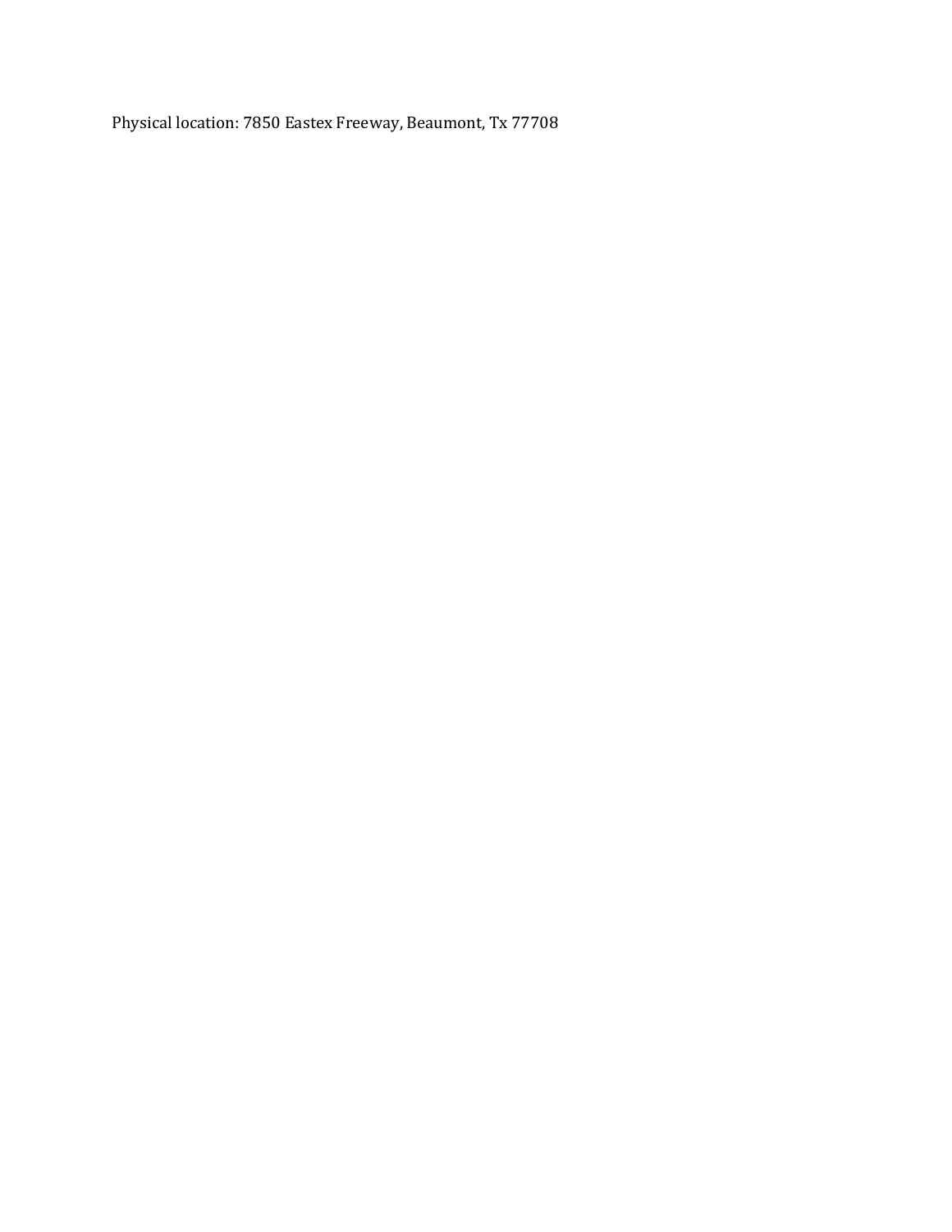Physical location: 7850 Eastex Freeway, Beaumont, Tx 77708